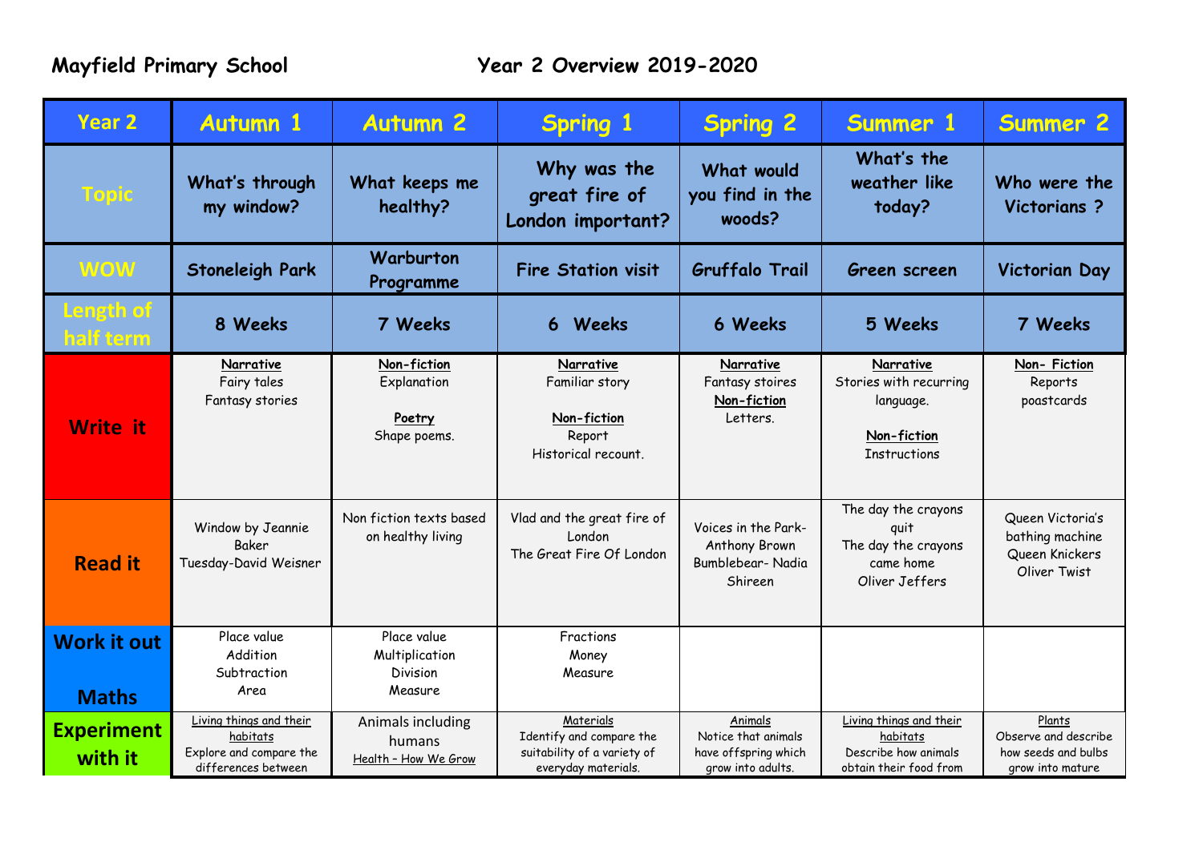**Mayfield Primary School** **Year 2 Overview 2019-2020**

| Year 2 | Autumn 1 | Autumn 2 | Spring 1 | Spring 2 | Summer 1 | Summer 2 |
|---|---|---|---|---|---|---|
| **Topic** | What's through my window? | What keeps me healthy? | Why was the great fire of London important? | What would you find in the woods? | What's the weather like today? | Who were the Victorians ? |
| **WOW** | Stoneleigh Park | Warburton Programme | Fire Station visit | Gruffalo Trail | Green screen | Victorian Day |
| **Length of half term** | 8 Weeks | 7 Weeks | 6 Weeks | 6 Weeks | 5 Weeks | 7 Weeks |
| **Write it** | <u>Narrative</u><br>Fairy tales<br>Fantasy stories | <u>Non-fiction</u><br>Explanation<br><br><u>Poetry</u><br>Shape poems. | <u>Narrative</u><br>Familiar story<br><br><u>Non-fiction</u><br>Report<br>Historical recount. | <u>Narrative</u><br>Fantasy stoires<br><u>Non-fiction</u><br>Letters. | <u>Narrative</u><br>Stories with recurring language.<br><br><u>Non-fiction</u><br>Instructions | <u>Non- Fiction</u><br>Reports<br>poastcards |
| **Read it** | Window by Jeannie Baker<br>Tuesday-David Weisner | Non fiction texts based on healthy living | Vlad and the great fire of London<br>The Great Fire Of London | Voices in the Park-Anthony Brown<br>Bumblebear- Nadia Shireen | The day the crayons quit<br>The day the crayons came home<br>Oliver Jeffers | Queen Victoria's bathing machine<br>Queen Knickers<br>Oliver Twist |
| **Work it out**<br><br>**Maths** | Place value<br>Addition<br>Subtraction<br>Area | Place value<br>Multiplication<br>Division<br>Measure | Fractions<br>Money<br>Measure | | | |
| **Experiment with it** | <u>Living things and their habitats</u><br>Explore and compare the differences between | Animals including humans<br><u>Health – How We Grow</u> | <u>Materials</u><br>Identify and compare the suitability of a variety of everyday materials. | <u>Animals</u><br>Notice that animals have offspring which grow into adults. | <u>Living things and their habitats</u><br>Describe how animals obtain their food from | <u>Plants</u><br>Observe and describe how seeds and bulbs grow into mature |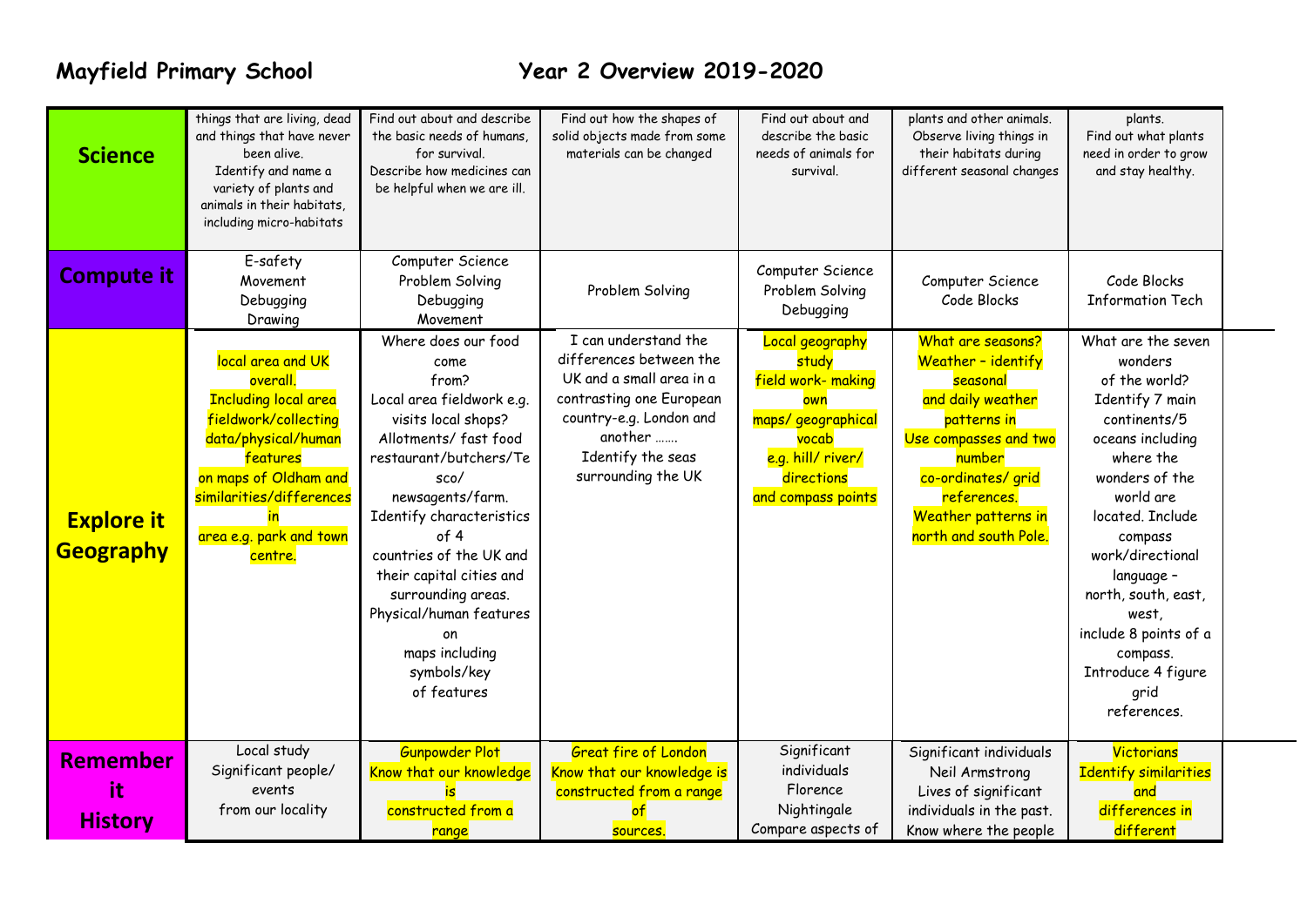# Mayfield Primary School Year 2 Overview 2019-2020

| | | | | | | |
|---|---|---|---|---|---|---|
| **Science** | things that are living, dead and things that have never been alive. Identify and name a variety of plants and animals in their habitats, including micro-habitats | Find out about and describe the basic needs of humans, for survival. Describe how medicines can be helpful when we are ill. | Find out how the shapes of solid objects made from some materials can be changed | Find out about and describe the basic needs of animals for survival. | plants and other animals. Observe living things in their habitats during different seasonal changes | plants. Find out what plants need in order to grow and stay healthy. |
| **Compute it** | E-safety Movement Debugging Drawing | Computer Science Problem Solving Debugging Movement | Problem Solving | Computer Science Problem Solving Debugging | Computer Science Code Blocks | Code Blocks Information Tech |
| **Explore it Geography** | local area and UK overall. Including local area fieldwork/collecting data/physical/human features on maps of Oldham and similarities/differences in area e.g. park and town centre. | Where does our food come from? Local area fieldwork e.g. visits local shops? Allotments/ fast food restaurant/butchers/Tesco/ newsagents/farm. Identify characteristics of 4 countries of the UK and their capital cities and surrounding areas. Physical/human features on maps including symbols/key of features | I can understand the differences between the UK and a small area in a contrasting one European country-e.g. London and another ……. Identify the seas surrounding the UK | Local geography study field work- making own maps/ geographical vocab e.g. hill/ river/ directions and compass points | What are seasons? Weather – identify seasonal and daily weather patterns in Use compasses and two number co-ordinates/ grid references. Weather patterns in north and south Pole. | What are the seven wonders of the world? Identify 7 main continents/5 oceans including where the wonders of the world are located. Include compass work/directional language – north, south, east, west, include 8 points of a compass. Introduce 4 figure grid references. |
| **Remember it History** | Local study Significant people/ events from our locality | Gunpowder Plot Know that our knowledge is constructed from a range | Great fire of London Know that our knowledge is constructed from a range of sources. | Significant individuals Florence Nightingale Compare aspects of | Significant individuals Neil Armstrong Lives of significant individuals in the past. Know where the people | Victorians Identify similarities and differences in different |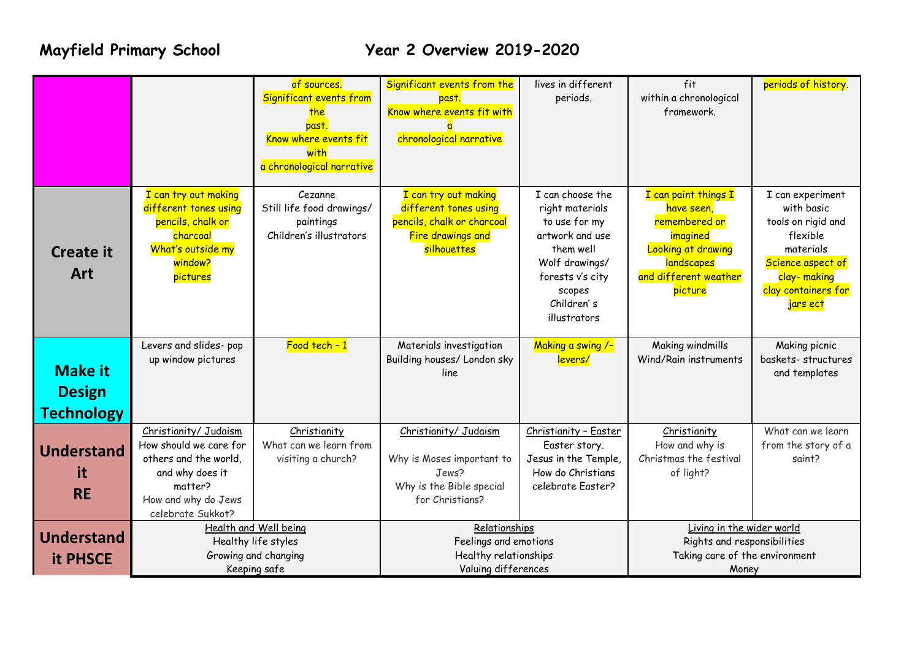# Mayfield Primary School Year 2 Overview 2019-2020

| | | | | | | |
|---|---|---|---|---|---|---|
| | | of sources. Significant events from the past. Know where events fit with a chronological narrative | Significant events from the past. Know where events fit with a chronological narrative | lives in different periods. | fit within a chronological framework. | periods of history. |
| **Create it Art** | I can try out making different tones using pencils, chalk or charcoal What's outside my window? pictures | Cezanne Still life food drawings/ paintings Children's illustrators | I can try out making different tones using pencils, chalk or charcoal Fire drawings and silhouettes | I can choose the right materials to use for my artwork and use them well Wolf drawings/ forests v's city scopes Children' s illustrators | I can paint things I have seen, remembered or imagined Looking at drawing landscapes and different weather picture | I can experiment with basic tools on rigid and flexible materials Science aspect of clay- making clay containers for jars ect |
| **Make it Design Technology** | Levers and slides- pop up window pictures | Food tech – 1 | Materials investigation Building houses/ London sky line | Making a swing /– levers/ | Making windmills Wind/Rain instruments | Making picnic baskets- structures and templates |
| **Understand it RE** | Christianity/ Judaism How should we care for others and the world, and why does it matter? How and why do Jews celebrate Sukkot? | Christianity What can we learn from visiting a church? | Christianity/ Judaism Why is Moses important to Jews? Why is the Bible special for Christians? | Christianity – Easter Easter story. Jesus in the Temple, How do Christians celebrate Easter? | Christianity How and why is Christmas the festival of light? | What can we learn from the story of a saint? |
| **Understand it PHSCE** | Health and Well being Healthy life styles Growing and changing Keeping safe | | Relationships Feelings and emotions Healthy relationships Valuing differences | | Living in the wider world Rights and responsibilities Taking care of the environment Money | |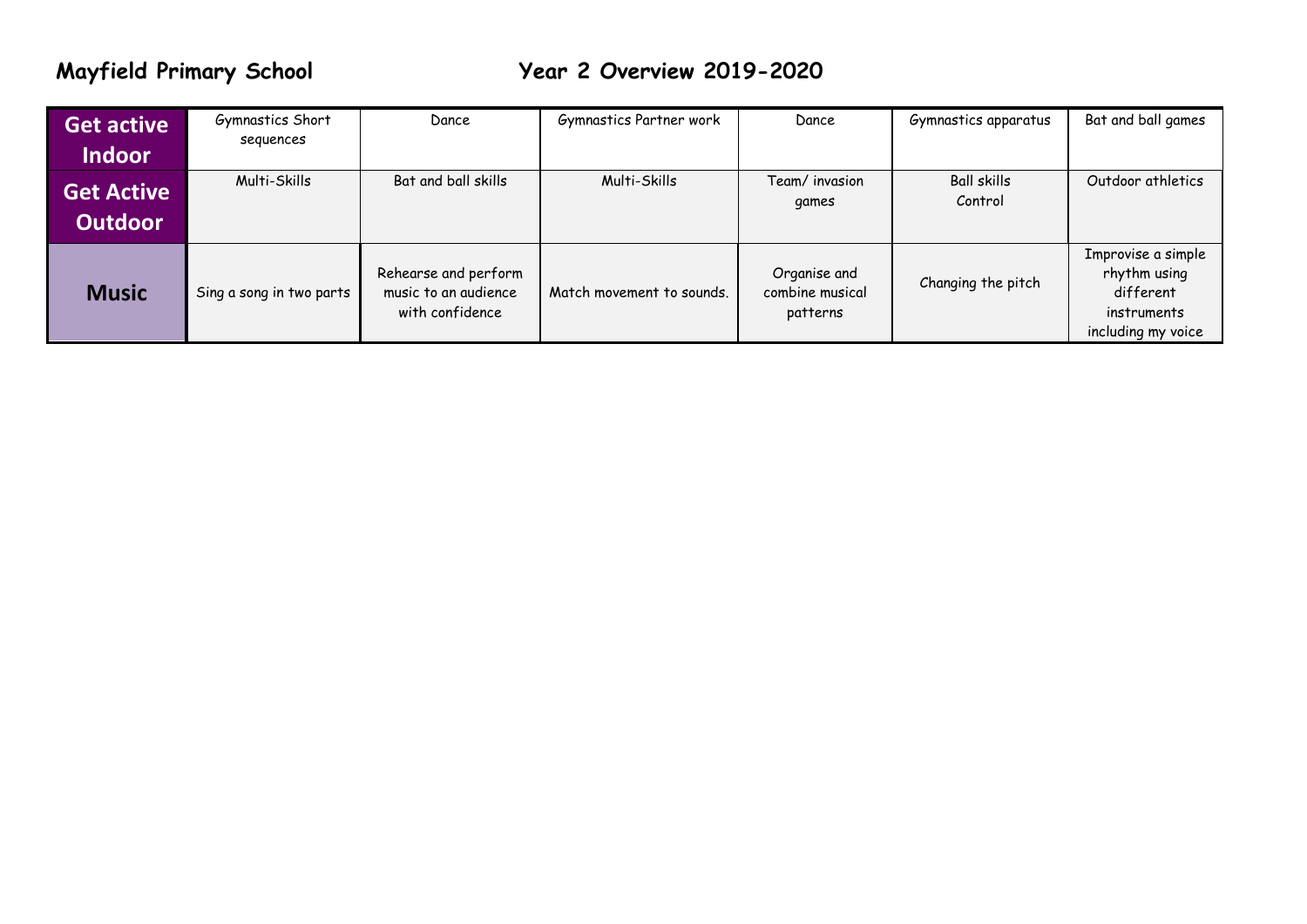**Mayfield Primary School** **Year 2 Overview 2019-2020**

| | | | | | | |
|---|---|---|---|---|---|---|
| **Get active Indoor** | Gymnastics Short sequences | Dance | Gymnastics Partner work | Dance | Gymnastics apparatus | Bat and ball games |
| **Get Active Outdoor** | Multi-Skills | Bat and ball skills | Multi-Skills | Team/ invasion games | Ball skills Control | Outdoor athletics |
| **Music** | Sing a song in two parts | Rehearse and perform music to an audience with confidence | Match movement to sounds. | Organise and combine musical patterns | Changing the pitch | Improvise a simple rhythm using different instruments including my voice |